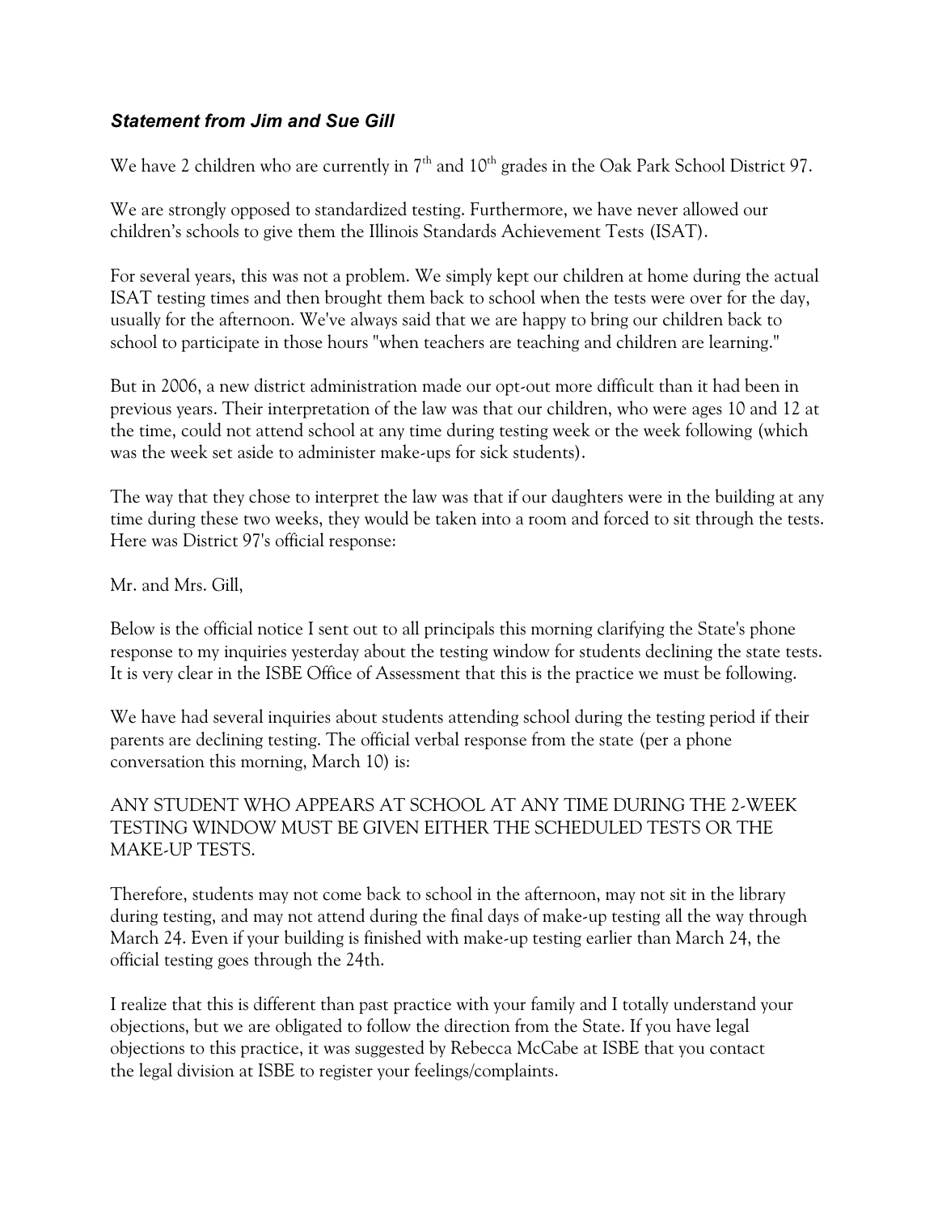### *Statement from Jim and Sue Gill*

We have 2 children who are currently in 7th and 10th grades in the Oak Park School District 97.

We are strongly opposed to standardized testing. Furthermore, we have never allowed our children's schools to give them the Illinois Standards Achievement Tests (ISAT).

For several years, this was not a problem. We simply kept our children at home during the actual ISAT testing times and then brought them back to school when the tests were over for the day, usually for the afternoon. We've always said that we are happy to bring our children back to school to participate in those hours "when teachers are teaching and children are learning."

But in 2006, a new district administration made our opt-out more difficult than it had been in previous years. Their interpretation of the law was that our children, who were ages 10 and 12 at the time, could not attend school at any time during testing week or the week following (which was the week set aside to administer make-ups for sick students).

The way that they chose to interpret the law was that if our daughters were in the building at any time during these two weeks, they would be taken into a room and forced to sit through the tests. Here was District 97's official response:

Mr. and Mrs. Gill,

Below is the official notice I sent out to all principals this morning clarifying the State's phone response to my inquiries yesterday about the testing window for students declining the state tests. It is very clear in the ISBE Office of Assessment that this is the practice we must be following.

We have had several inquiries about students attending school during the testing period if their parents are declining testing. The official verbal response from the state (per a phone conversation this morning, March 10) is:

ANY STUDENT WHO APPEARS AT SCHOOL AT ANY TIME DURING THE 2-WEEK TESTING WINDOW MUST BE GIVEN EITHER THE SCHEDULED TESTS OR THE MAKE-UP TESTS.

Therefore, students may not come back to school in the afternoon, may not sit in the library during testing, and may not attend during the final days of make-up testing all the way through March 24. Even if your building is finished with make-up testing earlier than March 24, the official testing goes through the 24th.

I realize that this is different than past practice with your family and I totally understand your objections, but we are obligated to follow the direction from the State. If you have legal objections to this practice, it was suggested by Rebecca McCabe at ISBE that you contact the legal division at ISBE to register your feelings/complaints.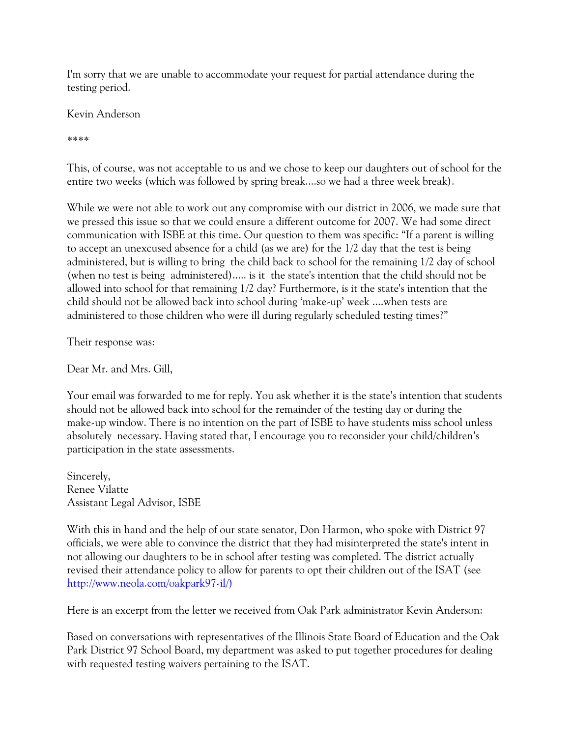I'm sorry that we are unable to accommodate your request for partial attendance during the testing period.

Kevin Anderson

****

This, of course, was not acceptable to us and we chose to keep our daughters out of school for the entire two weeks (which was followed by spring break....so we had a three week break).

While we were not able to work out any compromise with our district in 2006, we made sure that we pressed this issue so that we could ensure a different outcome for 2007. We had some direct communication with ISBE at this time. Our question to them was specific: "If a parent is willing to accept an unexcused absence for a child (as we are) for the 1/2 day that the test is being administered, but is willing to bring the child back to school for the remaining 1/2 day of school (when no test is being administered)..... is it the state's intention that the child should not be allowed into school for that remaining 1/2 day? Furthermore, is it the state's intention that the child should not be allowed back into school during 'make-up' week ....when tests are administered to those children who were ill during regularly scheduled testing times?"

Their response was:

Dear Mr. and Mrs. Gill,

Your email was forwarded to me for reply. You ask whether it is the state's intention that students should not be allowed back into school for the remainder of the testing day or during the make-up window. There is no intention on the part of ISBE to have students miss school unless absolutely necessary. Having stated that, I encourage you to reconsider your child/children's participation in the state assessments.

Sincerely,
Renee Vilatte
Assistant Legal Advisor, ISBE

With this in hand and the help of our state senator, Don Harmon, who spoke with District 97 officials, we were able to convince the district that they had misinterpreted the state's intent in not allowing our daughters to be in school after testing was completed. The district actually revised their attendance policy to allow for parents to opt their children out of the ISAT (see http://www.neola.com/oakpark97-il/)

Here is an excerpt from the letter we received from Oak Park administrator Kevin Anderson:

Based on conversations with representatives of the Illinois State Board of Education and the Oak Park District 97 School Board, my department was asked to put together procedures for dealing with requested testing waivers pertaining to the ISAT.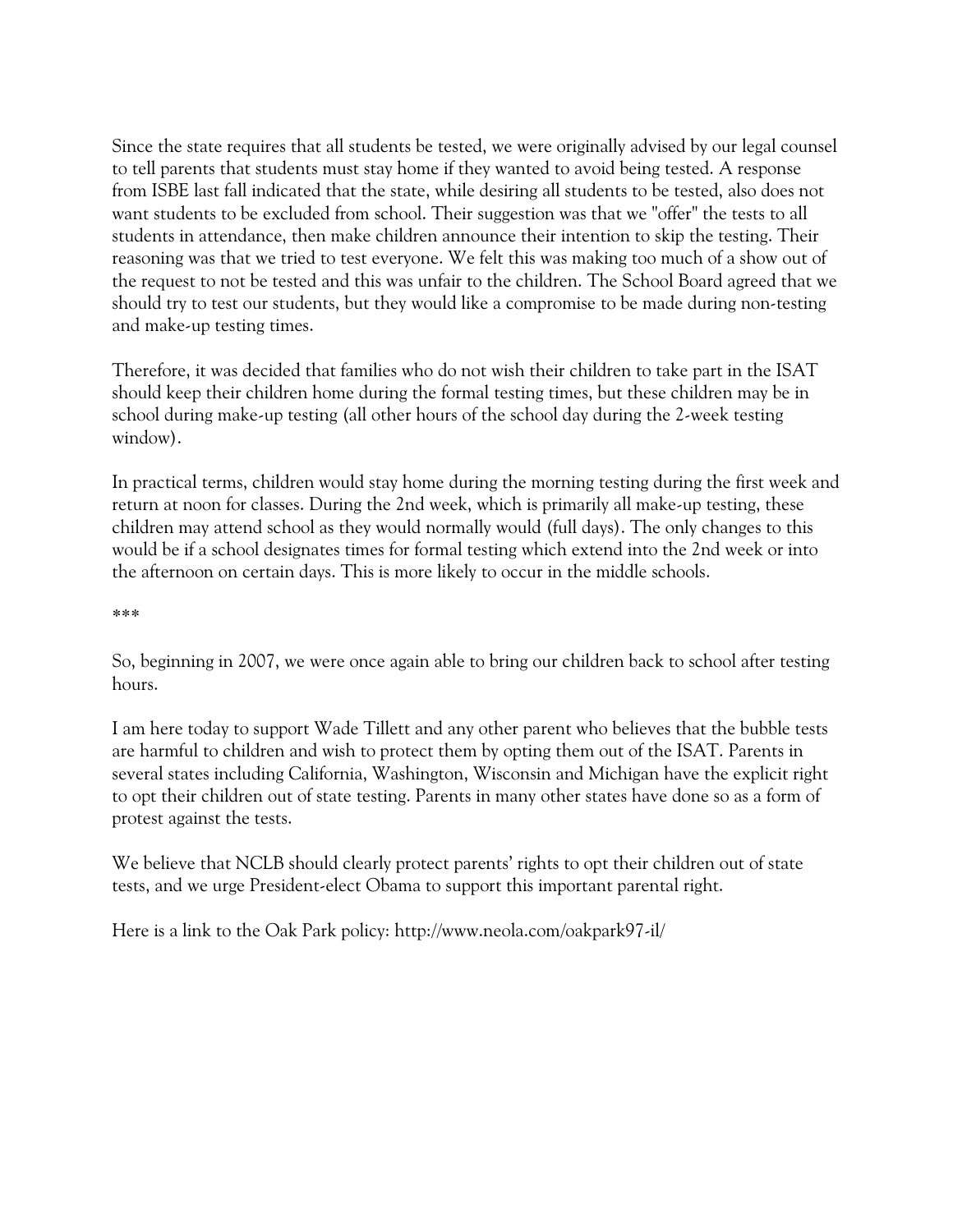Since the state requires that all students be tested, we were originally advised by our legal counsel to tell parents that students must stay home if they wanted to avoid being tested. A response from ISBE last fall indicated that the state, while desiring all students to be tested, also does not want students to be excluded from school. Their suggestion was that we "offer" the tests to all students in attendance, then make children announce their intention to skip the testing. Their reasoning was that we tried to test everyone. We felt this was making too much of a show out of the request to not be tested and this was unfair to the children. The School Board agreed that we should try to test our students, but they would like a compromise to be made during non-testing and make-up testing times.

Therefore, it was decided that families who do not wish their children to take part in the ISAT should keep their children home during the formal testing times, but these children may be in school during make-up testing (all other hours of the school day during the 2-week testing window).

In practical terms, children would stay home during the morning testing during the first week and return at noon for classes. During the 2nd week, which is primarily all make-up testing, these children may attend school as they would normally would (full days). The only changes to this would be if a school designates times for formal testing which extend into the 2nd week or into the afternoon on certain days. This is more likely to occur in the middle schools.

***

So, beginning in 2007, we were once again able to bring our children back to school after testing hours.

I am here today to support Wade Tillett and any other parent who believes that the bubble tests are harmful to children and wish to protect them by opting them out of the ISAT. Parents in several states including California, Washington, Wisconsin and Michigan have the explicit right to opt their children out of state testing. Parents in many other states have done so as a form of protest against the tests.

We believe that NCLB should clearly protect parents' rights to opt their children out of state tests, and we urge President-elect Obama to support this important parental right.

Here is a link to the Oak Park policy: http://www.neola.com/oakpark97-il/